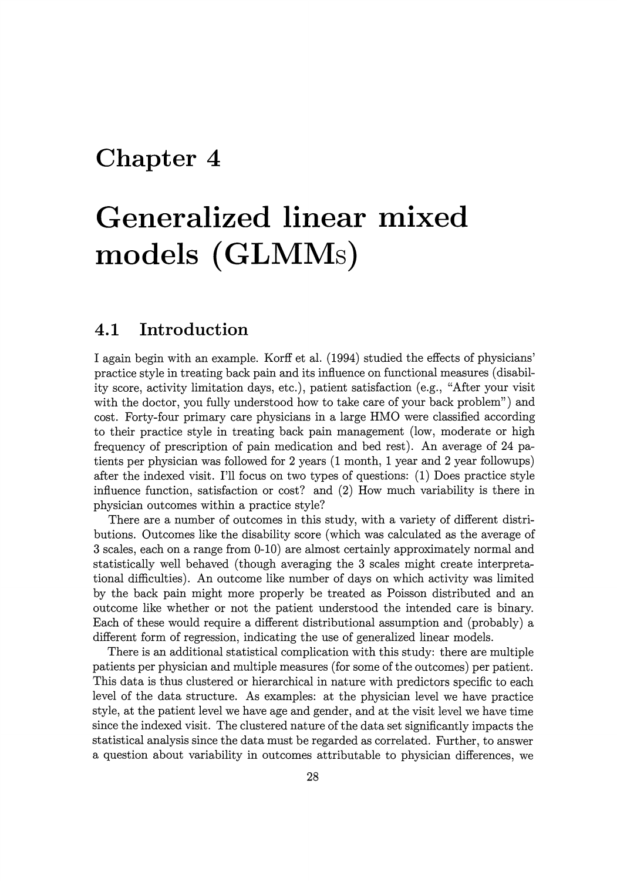# Chapter 4

# Generalized linear mixed models (GLMMs)

## 4.1 Introduction

I again begin with an example. Korff et al. (1994) studied the effects of physicians' practice style in treating back pain and its influence on functional measures (disability score, activity limitation days, etc.), patient satisfaction (e.g., "After your visit with the doctor, you fully understood how to take care of your back problem") and cost. Forty-four primary care physicians in a large HMO were classified according to their practice style in treating back pain management (low, moderate or high frequency of prescription of pain medication and bed rest). An average of 24 patients per physician was followed for 2 years (1 month, 1 year and 2 year followups) after the indexed visit. I'll focus on two types of questions: (1) Does practice style influence function, satisfaction or cost? and (2) How much variability is there in physician outcomes within a practice style?

There are a number of outcomes in this study, with a variety of different distributions. Outcomes like the disability score (which was calculated as the average of 3 scales, each on a range from 0-10) are almost certainly approximately normal and statistically well behaved (though averaging the 3 scales might create interpretational difficulties). An outcome like number of days on which activity was limited by the back pain might more properly be treated as Poisson distributed and an outcome like whether or not the patient understood the intended care is binary. Each of these would require a different distributional assumption and (probably) a different form of regression, indicating the use of generalized linear models.

There is an additional statistical complication with this study: there are multiple patients per physician and multiple measures (for some of the outcomes) per patient. This data is thus clustered or hierarchical in nature with predictors specific to each level of the data structure. As examples: at the physician level we have practice style, at the patient level we have age and gender, and at the visit level we have time since the indexed visit. The clustered nature of the data set significantly impacts the statistical analysis since the data must be regarded as correlated. Further, to answer a question about variability in outcomes attributable to physician differences, we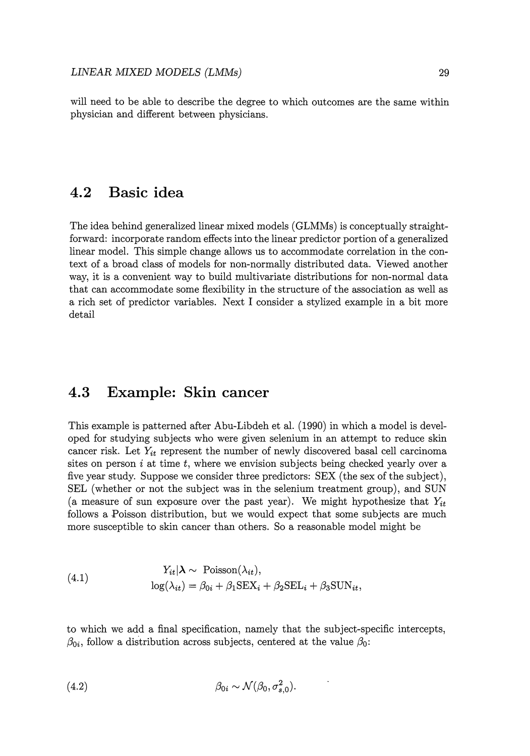will need to be able to describe the degree to which outcomes are the same within physician and different between physicians.

## 4.2 Basic idea

The idea behind generalized linear mixed models (GLMMs) is conceptually straightforward: incorporate random effects into the linear predictor portion of a generalized linear model. This simple change allows us to accommodate correlation in the context of a broad class of models for non-normally distributed data. Viewed another way, it is a convenient way to build multivariate distributions for non-normal data that can accommodate some flexibility in the structure of the association as well as a rich set of predictor variables. Next I consider a stylized example in a bit more detail

## 4.3 Example: Skin cancer

This example is patterned after Abu-Libdeh et al. (1990) in which a model is developed for studying subjects who were given selenium in an attempt to reduce skin cancer risk. Let $Y_{it}$ represent the number of newly discovered basal cell carcinoma sites on person $i$ at time $t$, where we envision subjects being checked yearly over a five year study. Suppose we consider three predictors: SEX (the sex of the subject), SEL (whether or not the subject was in the selenium treatment group), and SUN (a measure of sun exposure over the past year). We might hypothesize that $Y_{it}$ follows a Poisson distribution, but we would expect that some subjects are much more susceptible to skin cancer than others. So a reasonable model might be

$$
\begin{aligned}
Y_{it}|\boldsymbol{\lambda} &\sim \text{Poisson}(\lambda_{it}), \\
\log(\lambda_{it}) &= \beta_{0i} + \beta_1 \text{SEX}_i + \beta_2 \text{SEL}_i + \beta_3 \text{SUN}_{it},
\end{aligned}
\tag{4.1}
$$

to which we add a final specification, namely that the subject-specific intercepts, $\beta_{0i}$, follow a distribution across subjects, centered at the value $\beta_0$:

$$
\beta_{0i} \sim \mathcal{N}(\beta_0, \sigma_{s,0}^2).
\tag{4.2}
$$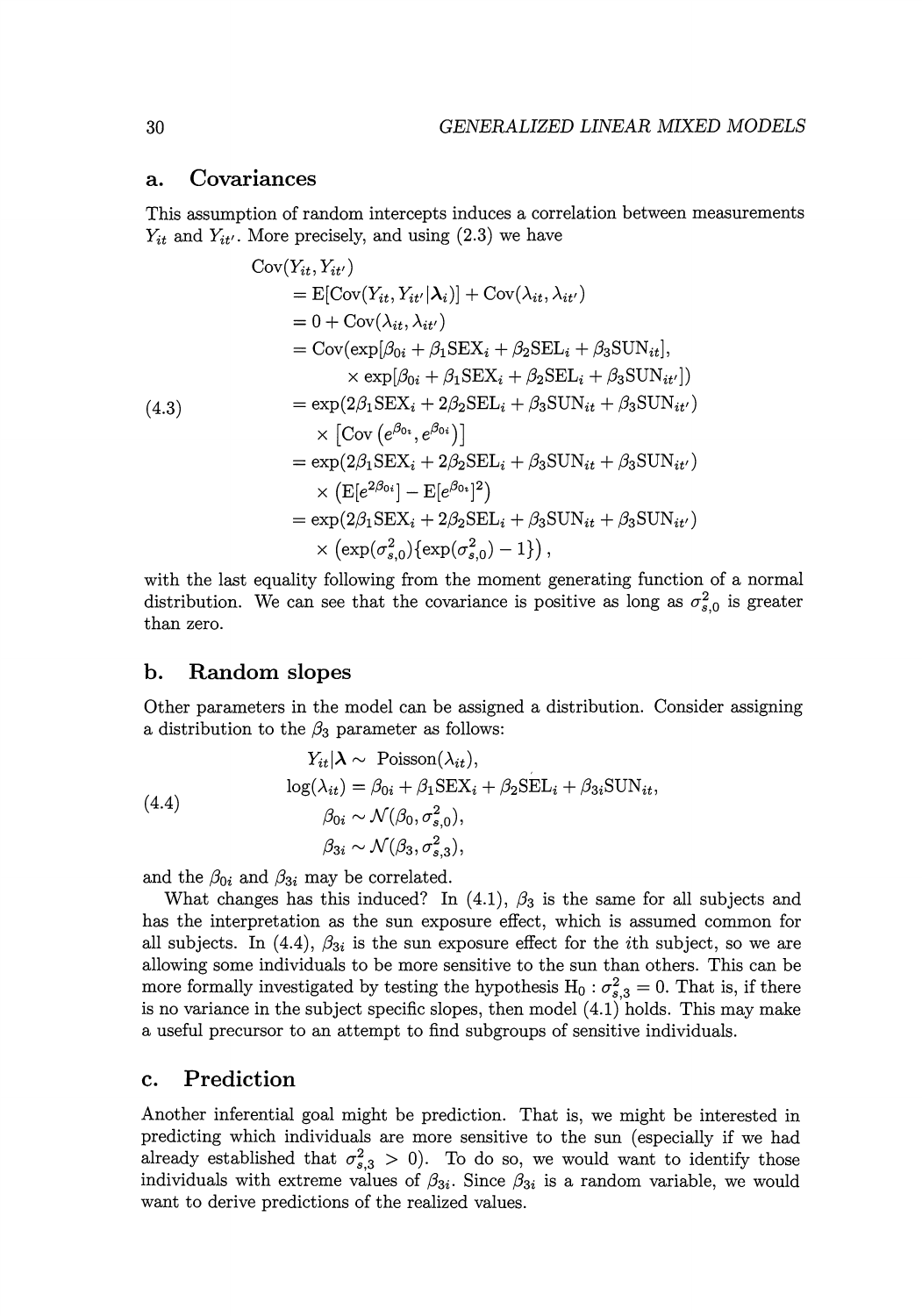## a. Covariances

This assumption of random intercepts induces a correlation between measurements $Y_{it}$ and $Y_{it'}$. More precisely, and using (2.3) we have

$$
\begin{aligned}
&\text{Cov}(Y_{it}, Y_{it'}) \\
&\quad = \text{E}[\text{Cov}(Y_{it}, Y_{it'}|\boldsymbol{\lambda}_i)] + \text{Cov}(\lambda_{it}, \lambda_{it'}) \\
&\quad = 0 + \text{Cov}(\lambda_{it}, \lambda_{it'}) \\
&\quad = \text{Cov}(\exp[\beta_{0i} + \beta_1\text{SEX}_i + \beta_2\text{SEL}_i + \beta_3\text{SUN}_{it}], \\
&\qquad\qquad \times \exp[\beta_{0i} + \beta_1\text{SEX}_i + \beta_2\text{SEL}_i + \beta_3\text{SUN}_{it'}]) \\
&\quad = \exp(2\beta_1\text{SEX}_i + 2\beta_2\text{SEL}_i + \beta_3\text{SUN}_{it} + \beta_3\text{SUN}_{it'}) \\
&\qquad \times \left[\text{Cov}\left(e^{\beta_{0i}}, e^{\beta_{0i}}\right)\right] \\
&\quad = \exp(2\beta_1\text{SEX}_i + 2\beta_2\text{SEL}_i + \beta_3\text{SUN}_{it} + \beta_3\text{SUN}_{it'}) \\
&\qquad \times \left(\text{E}[e^{2\beta_{0i}}] - \text{E}[e^{\beta_{0i}}]^2\right) \\
&\quad = \exp(2\beta_1\text{SEX}_i + 2\beta_2\text{SEL}_i + \beta_3\text{SUN}_{it} + \beta_3\text{SUN}_{it'}) \\
&\qquad \times \left(\exp(\sigma^2_{s,0})\{\exp(\sigma^2_{s,0}) - 1\}\right),
\end{aligned}
\tag{4.3}
$$

with the last equality following from the moment generating function of a normal distribution. We can see that the covariance is positive as long as $\sigma^2_{s,0}$ is greater than zero.

## b. Random slopes

Other parameters in the model can be assigned a distribution. Consider assigning a distribution to the $\beta_3$ parameter as follows:

$$
\begin{aligned}
Y_{it}|\boldsymbol{\lambda} &\sim \text{ Poisson}(\lambda_{it}), \\
\log(\lambda_{it}) &= \beta_{0i} + \beta_1\text{SEX}_i + \beta_2\text{SEL}_i + \beta_{3i}\text{SUN}_{it}, \\
\beta_{0i} &\sim \mathcal{N}(\beta_0, \sigma^2_{s,0}), \\
\beta_{3i} &\sim \mathcal{N}(\beta_3, \sigma^2_{s,3}),
\end{aligned}
\tag{4.4}
$$

and the $\beta_{0i}$ and $\beta_{3i}$ may be correlated.

What changes has this induced? In (4.1), $\beta_3$ is the same for all subjects and has the interpretation as the sun exposure effect, which is assumed common for all subjects. In (4.4), $\beta_{3i}$ is the sun exposure effect for the $i$th subject, so we are allowing some individuals to be more sensitive to the sun than others. This can be more formally investigated by testing the hypothesis $\text{H}_0 : \sigma^2_{s,3} = 0$. That is, if there is no variance in the subject specific slopes, then model (4.1) holds. This may make a useful precursor to an attempt to find subgroups of sensitive individuals.

## c. Prediction

Another inferential goal might be prediction. That is, we might be interested in predicting which individuals are more sensitive to the sun (especially if we had already established that $\sigma^2_{s,3} > 0$). To do so, we would want to identify those individuals with extreme values of $\beta_{3i}$. Since $\beta_{3i}$ is a random variable, we would want to derive predictions of the realized values.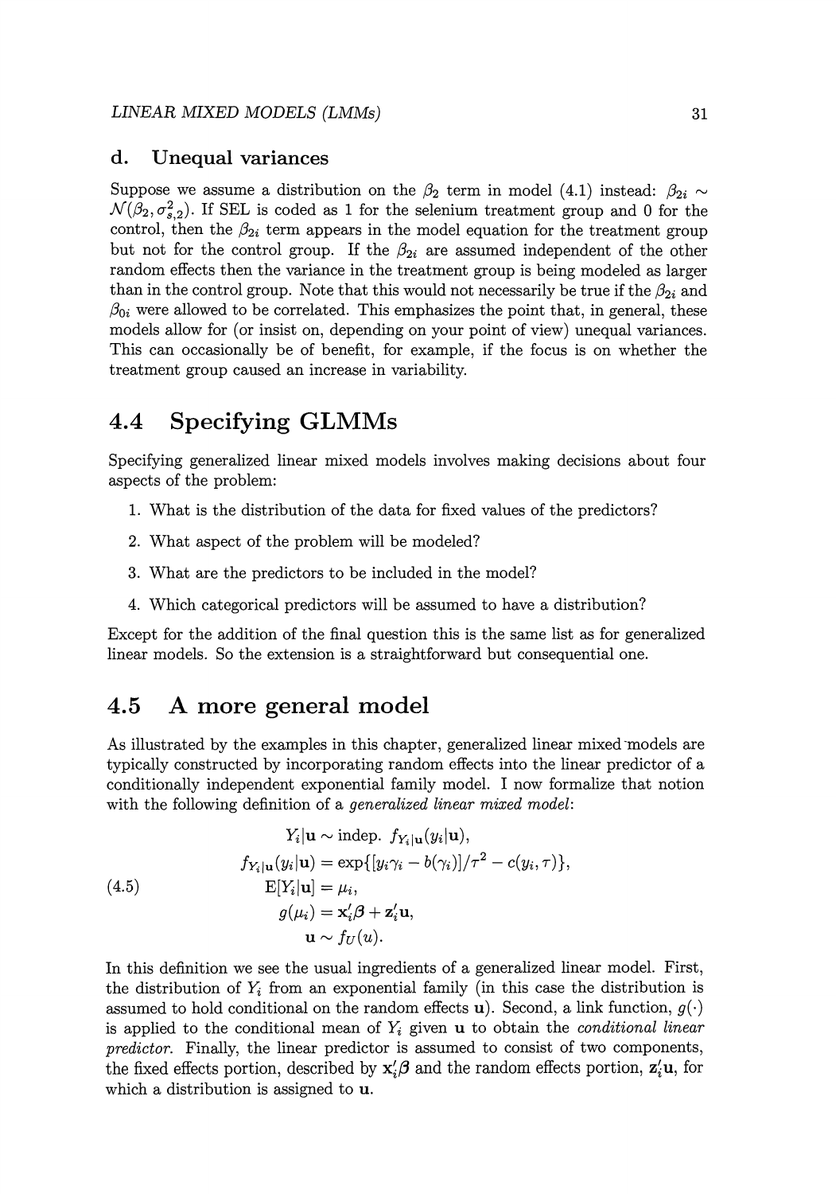### d. Unequal variances

Suppose we assume a distribution on the $\beta_2$ term in model (4.1) instead: $\beta_{2i} \sim \mathcal{N}(\beta_2, \sigma^2_{s,2})$. If SEL is coded as 1 for the selenium treatment group and 0 for the control, then the $\beta_{2i}$ term appears in the model equation for the treatment group but not for the control group. If the $\beta_{2i}$ are assumed independent of the other random effects then the variance in the treatment group is being modeled as larger than in the control group. Note that this would not necessarily be true if the $\beta_{2i}$ and $\beta_{0i}$ were allowed to be correlated. This emphasizes the point that, in general, these models allow for (or insist on, depending on your point of view) unequal variances. This can occasionally be of benefit, for example, if the focus is on whether the treatment group caused an increase in variability.

## 4.4 Specifying GLMMs

Specifying generalized linear mixed models involves making decisions about four aspects of the problem:

1. What is the distribution of the data for fixed values of the predictors?
2. What aspect of the problem will be modeled?
3. What are the predictors to be included in the model?
4. Which categorical predictors will be assumed to have a distribution?

Except for the addition of the final question this is the same list as for generalized linear models. So the extension is a straightforward but consequential one.

## 4.5 A more general model

As illustrated by the examples in this chapter, generalized linear mixed models are typically constructed by incorporating random effects into the linear predictor of a conditionally independent exponential family model. I now formalize that notion with the following definition of a *generalized linear mixed model*:

$$
\begin{aligned}
Y_i|\mathbf{u} &\sim \text{indep. } f_{Y_i|\mathbf{u}}(y_i|\mathbf{u}), \\
f_{Y_i|\mathbf{u}}(y_i|\mathbf{u}) &= \exp\{[y_i\gamma_i - b(\gamma_i)]/\tau^2 - c(y_i, \tau)\}, \\
\mathrm{E}[Y_i|\mathbf{u}] &= \mu_i, \\
g(\mu_i) &= \mathbf{x}_i'\boldsymbol{\beta} + \mathbf{z}_i'\mathbf{u}, \\
\mathbf{u} &\sim f_U(u).
\end{aligned}
\tag{4.5}
$$

In this definition we see the usual ingredients of a generalized linear model. First, the distribution of $Y_i$ from an exponential family (in this case the distribution is assumed to hold conditional on the random effects $\mathbf{u}$). Second, a link function, $g(\cdot)$ is applied to the conditional mean of $Y_i$ given $\mathbf{u}$ to obtain the *conditional linear predictor*. Finally, the linear predictor is assumed to consist of two components, the fixed effects portion, described by $\mathbf{x}_i'\boldsymbol{\beta}$ and the random effects portion, $\mathbf{z}_i'\mathbf{u}$, for which a distribution is assigned to $\mathbf{u}$.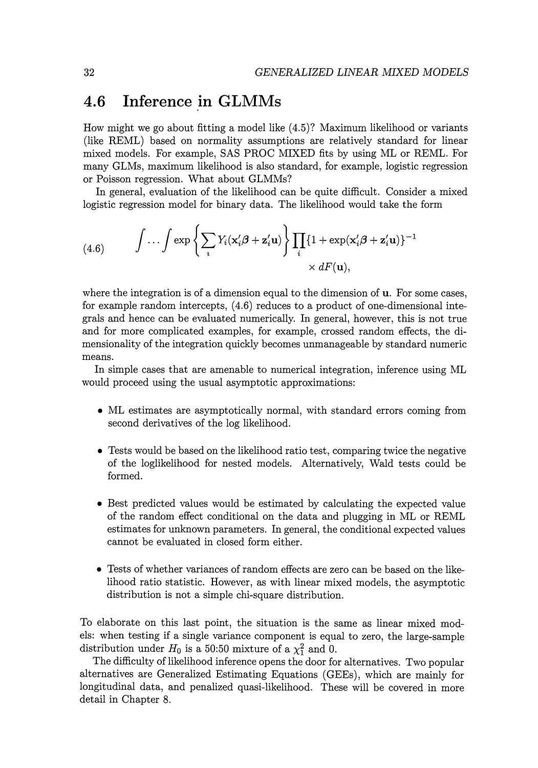## 4.6 Inference in GLMMs

How might we go about fitting a model like (4.5)? Maximum likelihood or variants (like REML) based on normality assumptions are relatively standard for linear mixed models. For example, SAS PROC MIXED fits by using ML or REML. For many GLMs, maximum likelihood is also standard, for example, logistic regression or Poisson regression. What about GLMMs?

In general, evaluation of the likelihood can be quite difficult. Consider a mixed logistic regression model for binary data. The likelihood would take the form

$$\int \cdots \int \exp\left\{\sum_i Y_i(\mathbf{x}_i'\boldsymbol{\beta} + \mathbf{z}_i'\mathbf{u})\right\} \prod_i \{1 + \exp(\mathbf{x}_i'\boldsymbol{\beta} + \mathbf{z}_i'\mathbf{u})\}^{-1} \times dF(\mathbf{u}), \tag{4.6}$$

where the integration is of a dimension equal to the dimension of $\mathbf{u}$. For some cases, for example random intercepts, (4.6) reduces to a product of one-dimensional integrals and hence can be evaluated numerically. In general, however, this is not true and for more complicated examples, for example, crossed random effects, the dimensionality of the integration quickly becomes unmanageable by standard numeric means.

In simple cases that are amenable to numerical integration, inference using ML would proceed using the usual asymptotic approximations:

- ML estimates are asymptotically normal, with standard errors coming from second derivatives of the log likelihood.
- Tests would be based on the likelihood ratio test, comparing twice the negative of the loglikelihood for nested models. Alternatively, Wald tests could be formed.
- Best predicted values would be estimated by calculating the expected value of the random effect conditional on the data and plugging in ML or REML estimates for unknown parameters. In general, the conditional expected values cannot be evaluated in closed form either.
- Tests of whether variances of random effects are zero can be based on the likelihood ratio statistic. However, as with linear mixed models, the asymptotic distribution is not a simple chi-square distribution.

To elaborate on this last point, the situation is the same as linear mixed models: when testing if a single variance component is equal to zero, the large-sample distribution under $H_0$ is a 50:50 mixture of a $\chi_1^2$ and 0.

The difficulty of likelihood inference opens the door for alternatives. Two popular alternatives are Generalized Estimating Equations (GEEs), which are mainly for longitudinal data, and penalized quasi-likelihood. These will be covered in more detail in Chapter 8.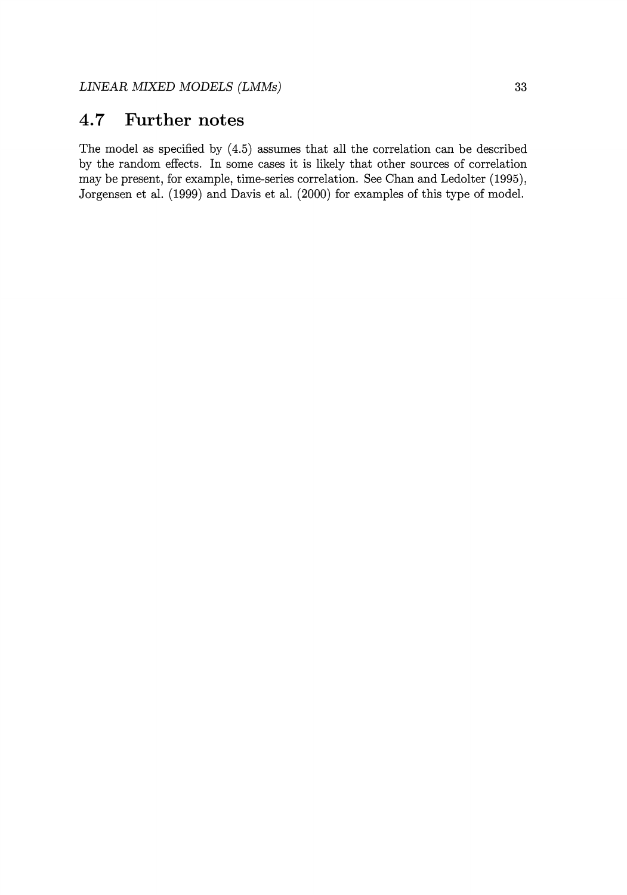## 4.7 Further notes

The model as specified by (4.5) assumes that all the correlation can be described by the random effects. In some cases it is likely that other sources of correlation may be present, for example, time-series correlation. See Chan and Ledolter (1995), Jorgensen et al. (1999) and Davis et al. (2000) for examples of this type of model.